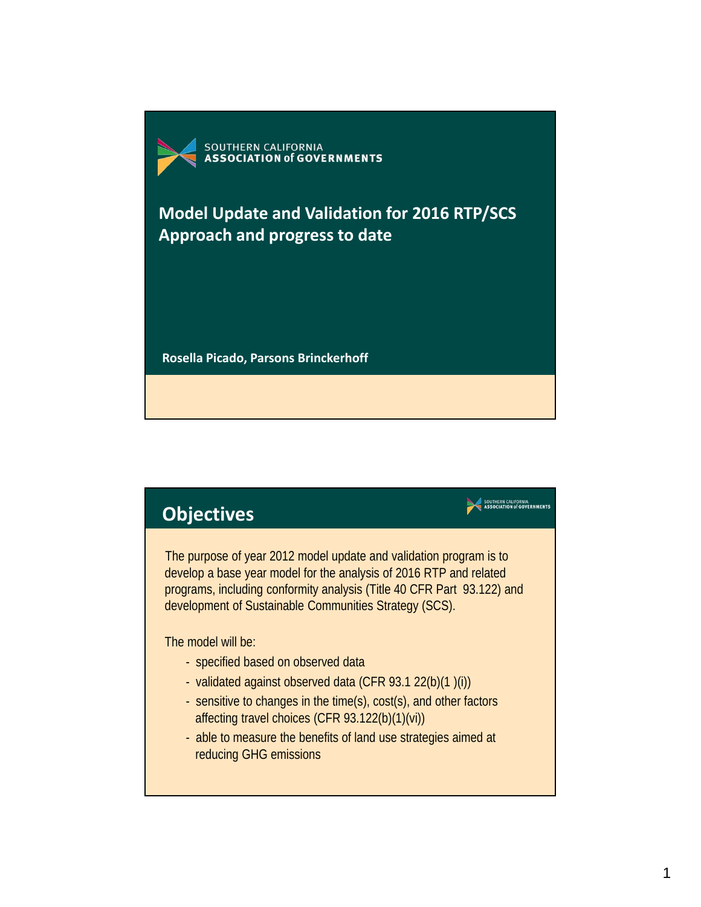SOUTHERN CALIFORNIA
ASSOCIATION of GOVERNMENTS

# Model Update and Validation for 2016 RTP/SCS
# Approach and progress to date

**Rosella Picado, Parsons Brinckerhoff**

## Objectives

The purpose of year 2012 model update and validation program is to develop a base year model for the analysis of 2016 RTP and related programs, including conformity analysis (Title 40 CFR Part 93.122) and development of Sustainable Communities Strategy (SCS).

The model will be:

- specified based on observed data
- validated against observed data (CFR 93.1 22(b)(1 )(i))
- sensitive to changes in the time(s), cost(s), and other factors affecting travel choices (CFR 93.122(b)(1)(vi))
- able to measure the benefits of land use strategies aimed at reducing GHG emissions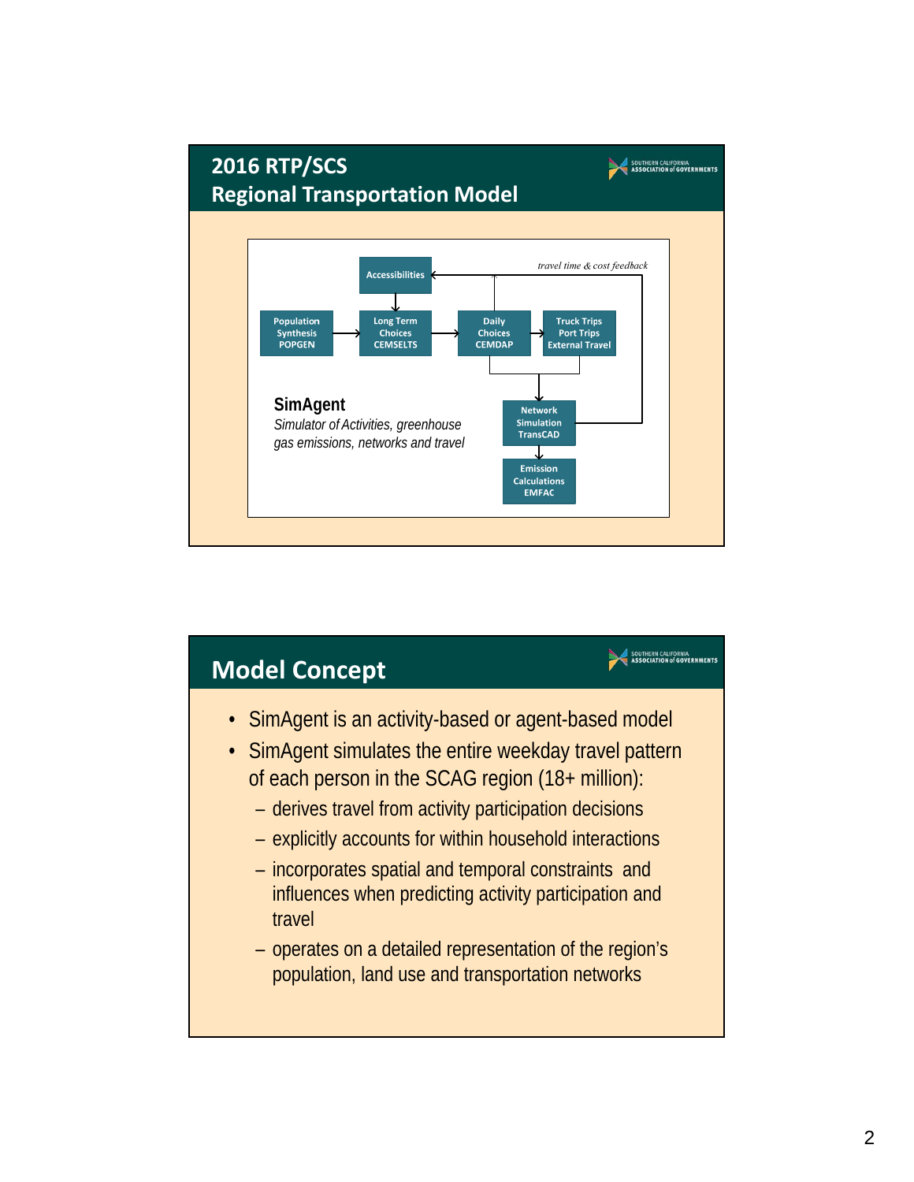## 2016 RTP/SCS
## Regional Transportation Model

Accessibilities

Population Synthesis POPGEN → Long Term Choices CEMSELTS → Daily Choices CEMDAP → Truck Trips Port Trips External Travel

Network Simulation TransCAD

Emission Calculations EMFAC

*travel time & cost feedback*

**SimAgent**

*Simulator of Activities, greenhouse gas emissions, networks and travel*

## Model Concept

- SimAgent is an activity-based or agent-based model
- SimAgent simulates the entire weekday travel pattern of each person in the SCAG region (18+ million):
  - derives travel from activity participation decisions
  - explicitly accounts for within household interactions
  - incorporates spatial and temporal constraints and influences when predicting activity participation and travel
  - operates on a detailed representation of the region's population, land use and transportation networks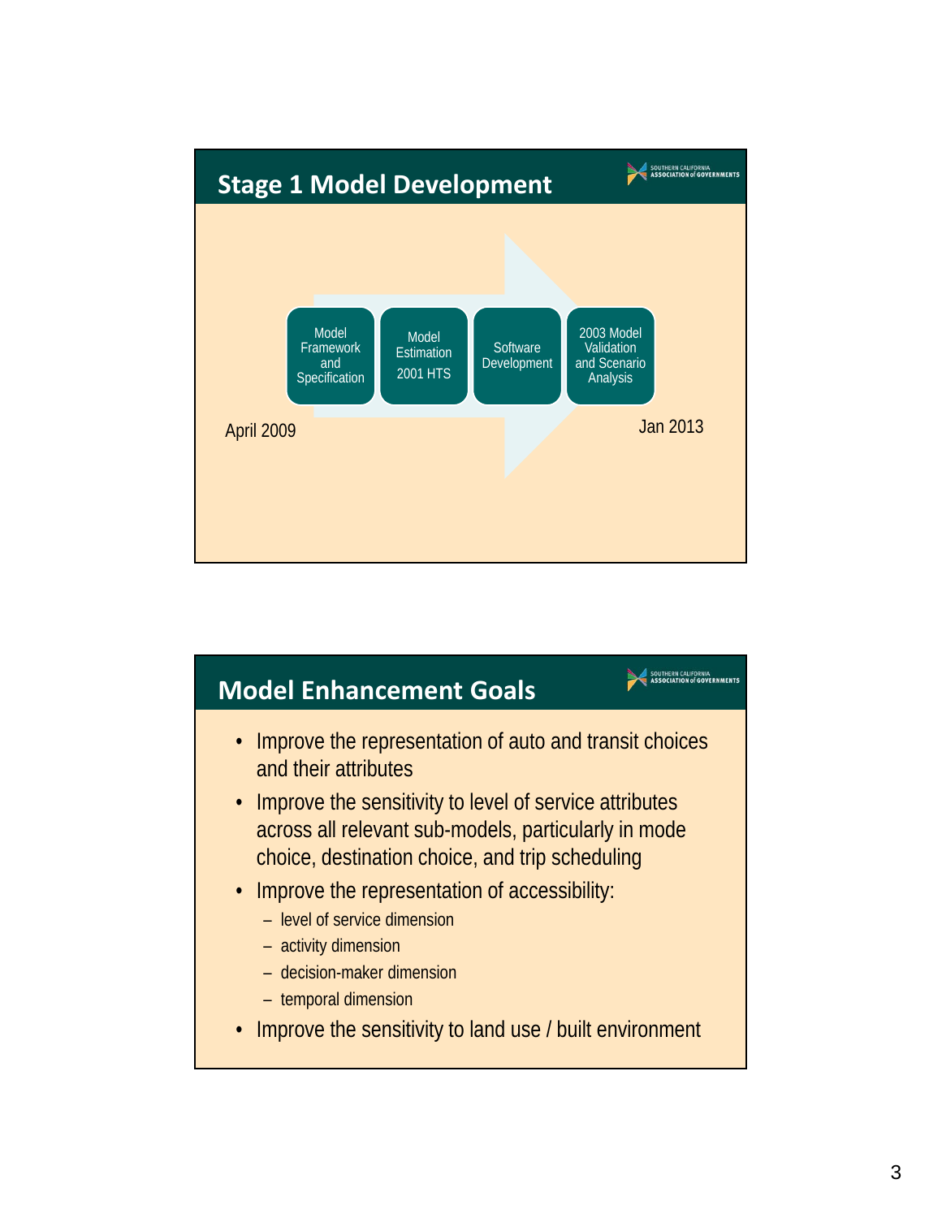## Stage 1 Model Development

Model Framework and Specification → Model Estimation 2001 HTS → Software Development → 2003 Model Validation and Scenario Analysis

April 2009 — Jan 2013

## Model Enhancement Goals

- Improve the representation of auto and transit choices and their attributes
- Improve the sensitivity to level of service attributes across all relevant sub-models, particularly in mode choice, destination choice, and trip scheduling
- Improve the representation of accessibility:
  - level of service dimension
  - activity dimension
  - decision-maker dimension
  - temporal dimension
- Improve the sensitivity to land use / built environment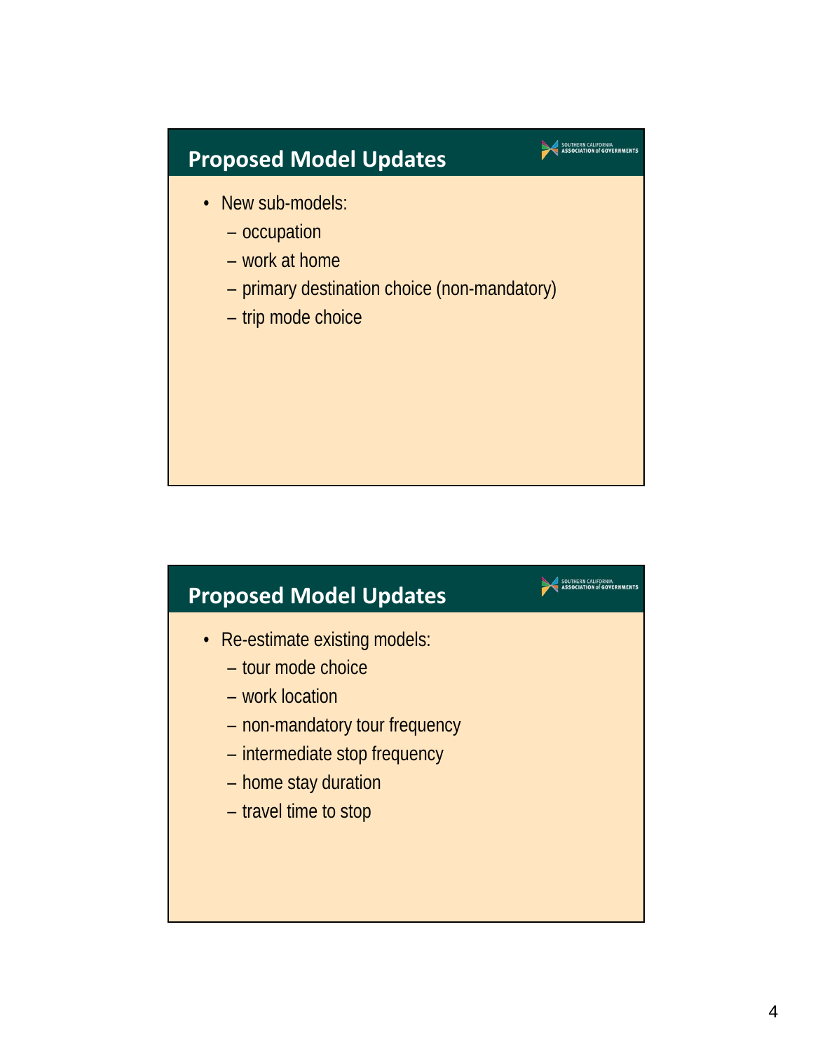## Proposed Model Updates

- New sub-models:
  - occupation
  - work at home
  - primary destination choice (non-mandatory)
  - trip mode choice

## Proposed Model Updates

- Re-estimate existing models:
  - tour mode choice
  - work location
  - non-mandatory tour frequency
  - intermediate stop frequency
  - home stay duration
  - travel time to stop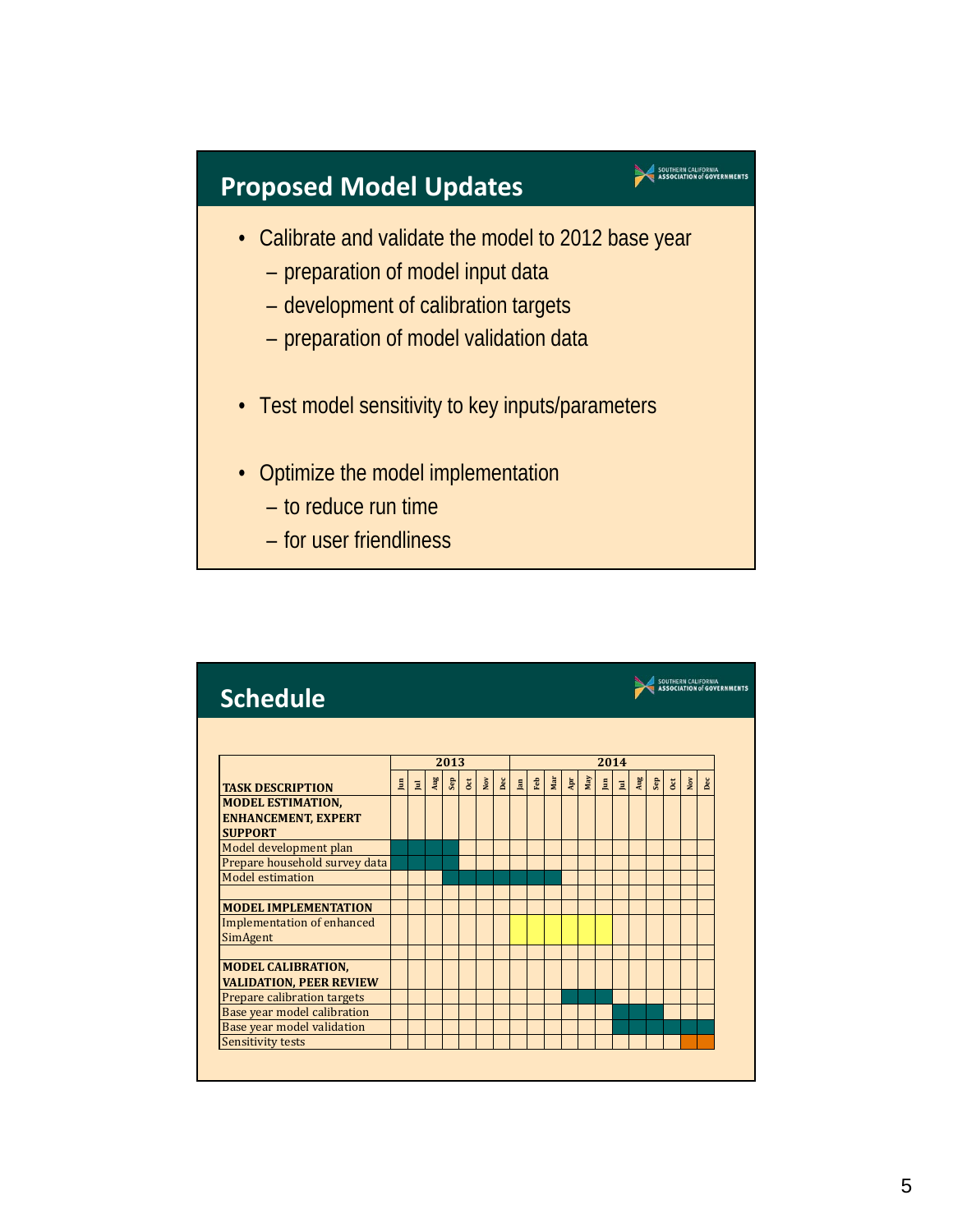## Proposed Model Updates

- Calibrate and validate the model to 2012 base year
  - preparation of model input data
  - development of calibration targets
  - preparation of model validation data
- Test model sensitivity to key inputs/parameters
- Optimize the model implementation
  - to reduce run time
  - for user friendliness

## Schedule

| | 2013 | | | | | | | 2014 | | | | | | | | | | | | |
|---|---|---|---|---|---|---|---|---|---|---|---|---|---|---|---|---|---|---|---|
| **TASK DESCRIPTION** | Jun | Jul | Aug | Sep | Oct | Nov | Dec | Jan | Feb | Mar | Apr | May | Jun | Jul | Aug | Sep | Oct | Nov | Dec |
| **MODEL ESTIMATION, ENHANCEMENT, EXPERT SUPPORT** | | | | | | | | | | | | | | | | | | | |
| Model development plan | ■ | ■ | ■ | ■ | | | | | | | | | | | | | | | |
| Prepare household survey data | ■ | ■ | ■ | ■ | | | | | | | | | | | | | | | |
| Model estimation | | | | ■ | ■ | ■ | ■ | ■ | ■ | ■ | | | | | | | | | |
| | | | | | | | | | | | | | | | | | | | |
| **MODEL IMPLEMENTATION** | | | | | | | | | | | | | | | | | | | |
| Implementation of enhanced SimAgent | | | | | | | | ■ | ■ | ■ | ■ | ■ | ■ | | | | | | |
| | | | | | | | | | | | | | | | | | | | |
| **MODEL CALIBRATION, VALIDATION, PEER REVIEW** | | | | | | | | | | | | | | | | | | | |
| Prepare calibration targets | | | | | | | | | | | ■ | ■ | ■ | | | | | | |
| Base year model calibration | | | | | | | | | | | | | | ■ | ■ | ■ | | | |
| Base year model validation | | | | | | | | | | | | | | ■ | ■ | ■ | ■ | ■ | ■ |
| Sensitivity tests | | | | | | | | | | | | | | | | | | ■ | ■ |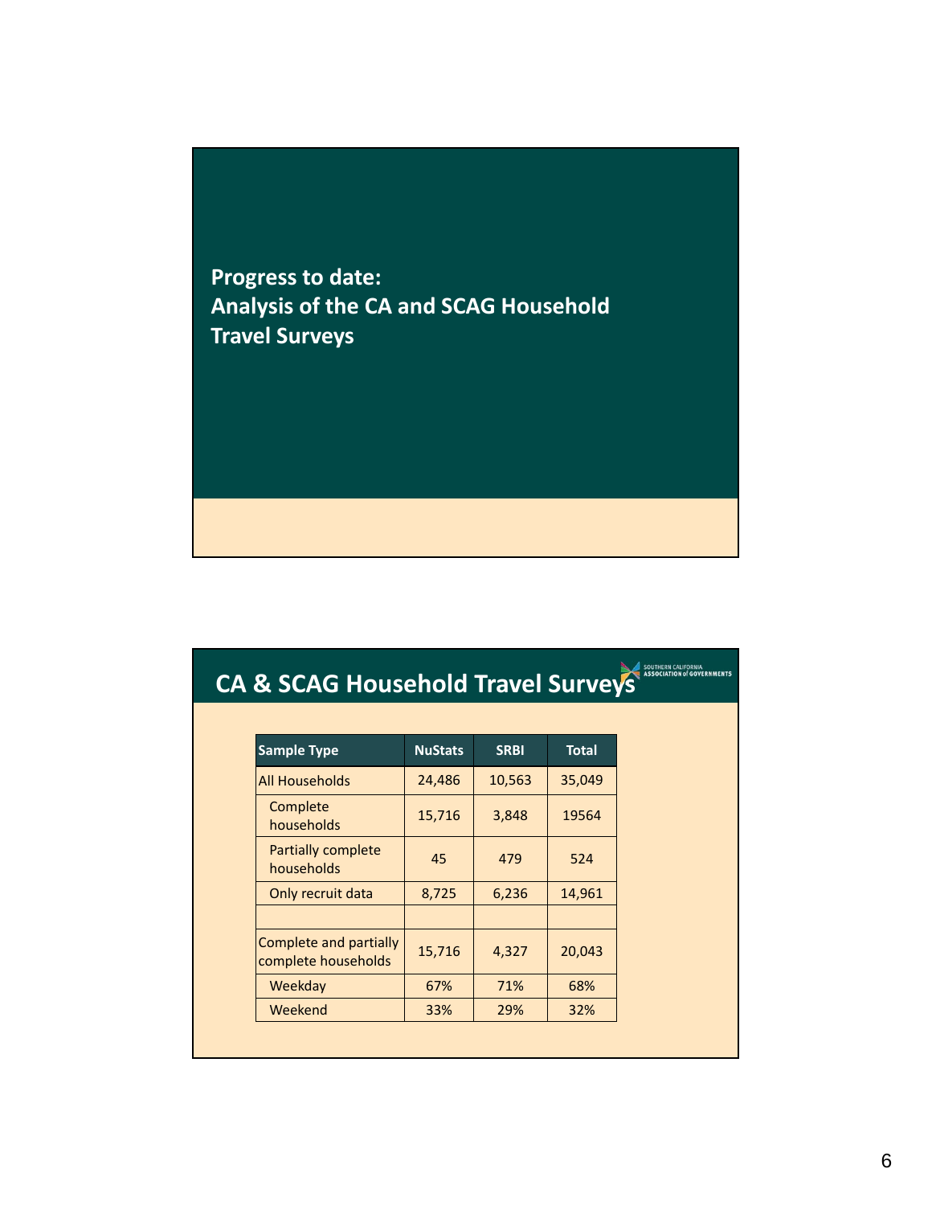# Progress to date: Analysis of the CA and SCAG Household Travel Surveys

# CA & SCAG Household Travel Surveys

SOUTHERN CALIFORNIA ASSOCIATION of GOVERNMENTS

| Sample Type | NuStats | SRBI | Total |
|---|---|---|---|
| All Households | 24,486 | 10,563 | 35,049 |
| Complete households | 15,716 | 3,848 | 19564 |
| Partially complete households | 45 | 479 | 524 |
| Only recruit data | 8,725 | 6,236 | 14,961 |
| | | | |
| Complete and partially complete households | 15,716 | 4,327 | 20,043 |
| Weekday | 67% | 71% | 68% |
| Weekend | 33% | 29% | 32% |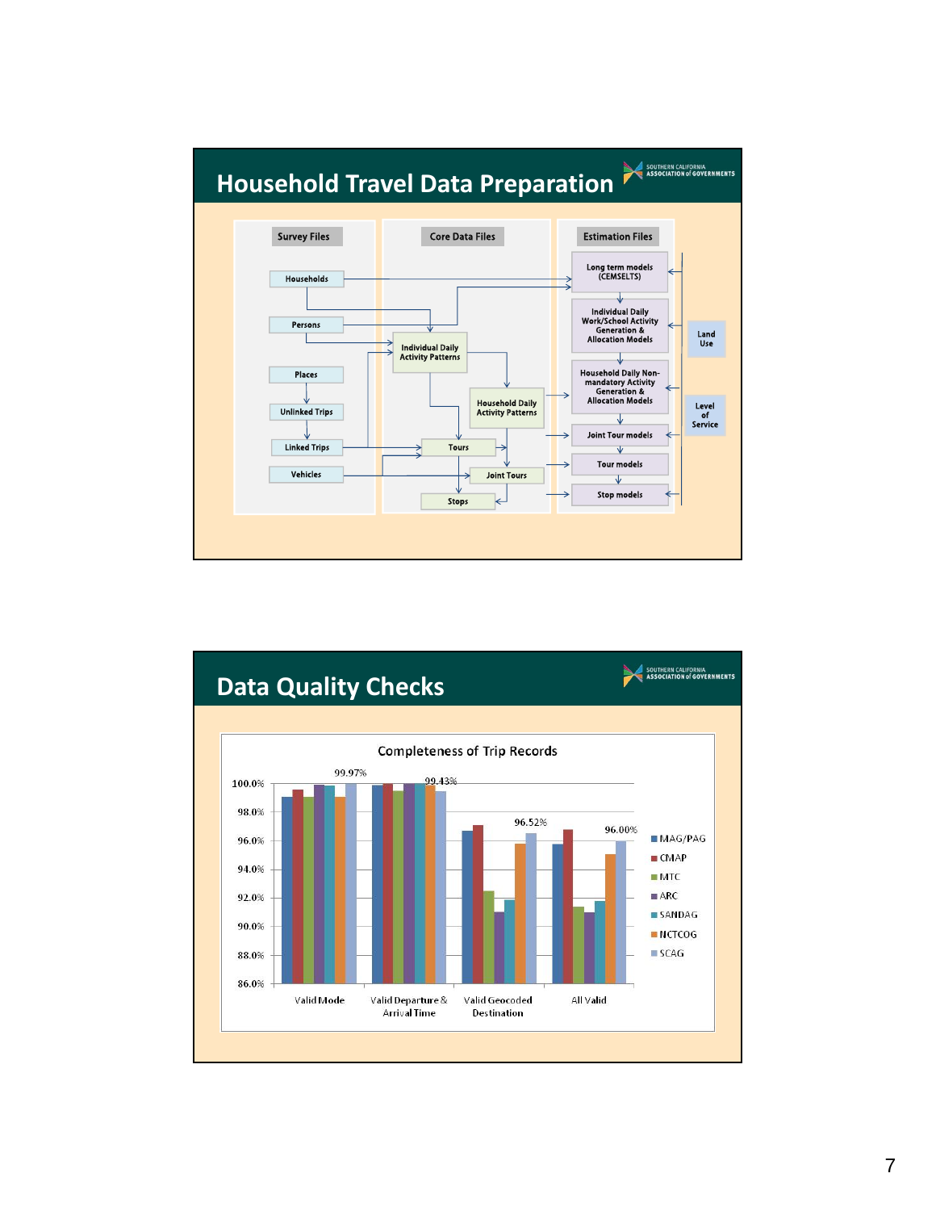## Household Travel Data Preparation

**Survey Files**
- Households
- Persons
- Places
- Unlinked Trips
- Linked Trips
- Vehicles

**Core Data Files**
- Individual Daily Activity Patterns
- Household Daily Activity Patterns
- Tours
- Joint Tours
- Stops

**Estimation Files**
- Long term models (CEMSELTS)
- Individual Daily Work/School Activity Generation & Allocation Models
- Household Daily Non-mandatory Activity Generation & Allocation Models
- Joint Tour models
- Tour models
- Stop models

Land Use

Level of Service

## Data Quality Checks

**Completeness of Trip Records**

Labeled values: Valid Mode – 99.97%; Valid Departure & Arrival Time – 99.43%; Valid Geocoded Destination – 96.52%; All Valid – 96.00%

Series: MAG/PAG, CMAP, MTC, ARC, SANDAG, NCTCOG, SCAG

Categories: Valid Mode, Valid Departure & Arrival Time, Valid Geocoded Destination, All Valid

Y-axis: 86.0% to 100.0%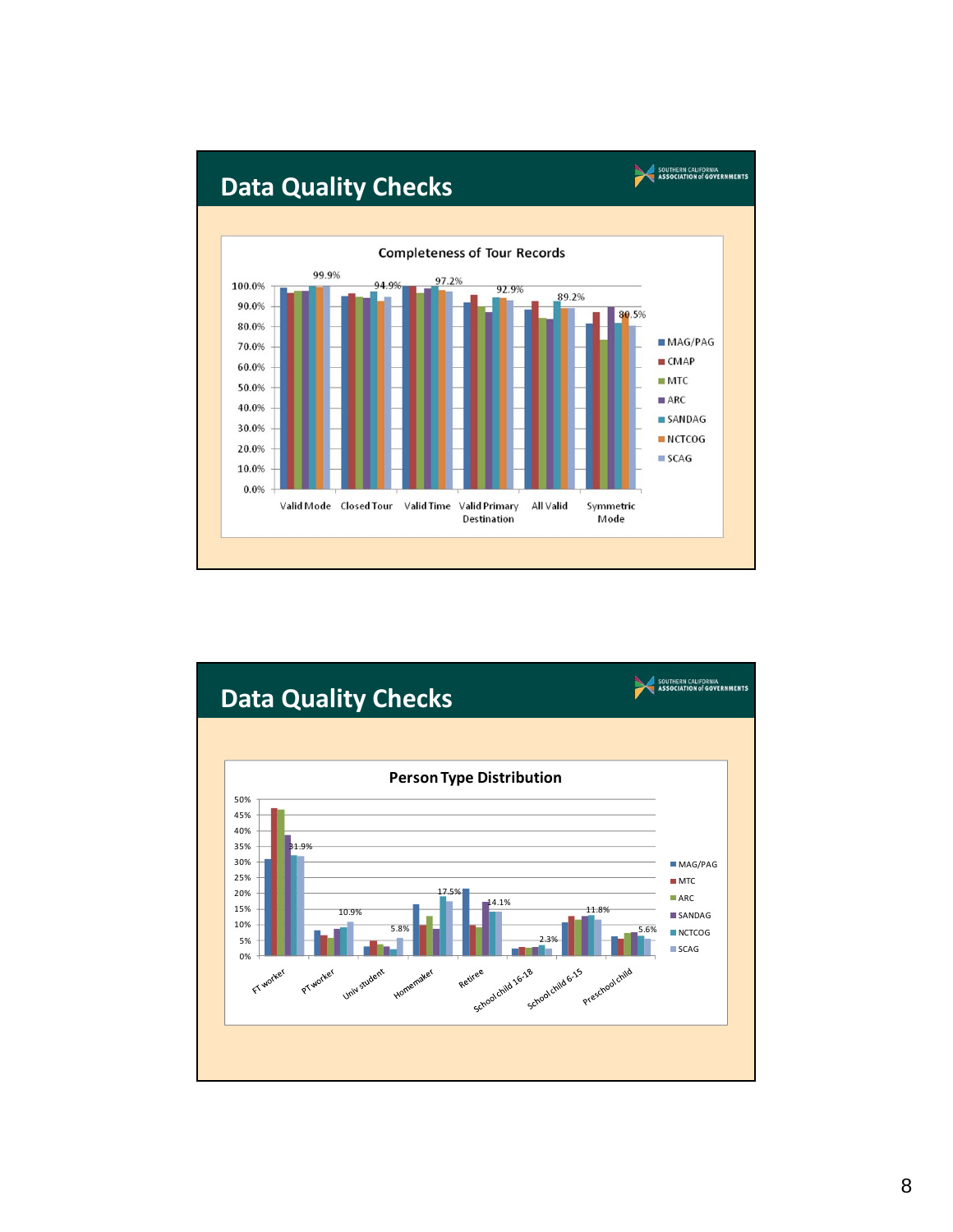## Data Quality Checks

SOUTHERN CALIFORNIA ASSOCIATION of GOVERNMENTS

**Completeness of Tour Records**

Legend: MAG/PAG, CMAP, MTC, ARC, SANDAG, NCTCOG, SCAG

Categories: Valid Mode, Closed Tour, Valid Time, Valid Primary Destination, All Valid, Symmetric Mode

Labeled values: 99.9%, 94.9%, 97.2%, 92.9%, 89.2%, 80.5%

## Data Quality Checks

SOUTHERN CALIFORNIA ASSOCIATION of GOVERNMENTS

**Person Type Distribution**

Legend: MAG/PAG, MTC, ARC, SANDAG, NCTCOG, SCAG

Categories: FT worker, PT worker, Univ student, Homemaker, Retiree, School child 16-18, School child 6-15, Preschool child

Labeled values: 31.9%, 10.9%, 5.8%, 17.5%, 14.1%, 2.3%, 11.8%, 5.6%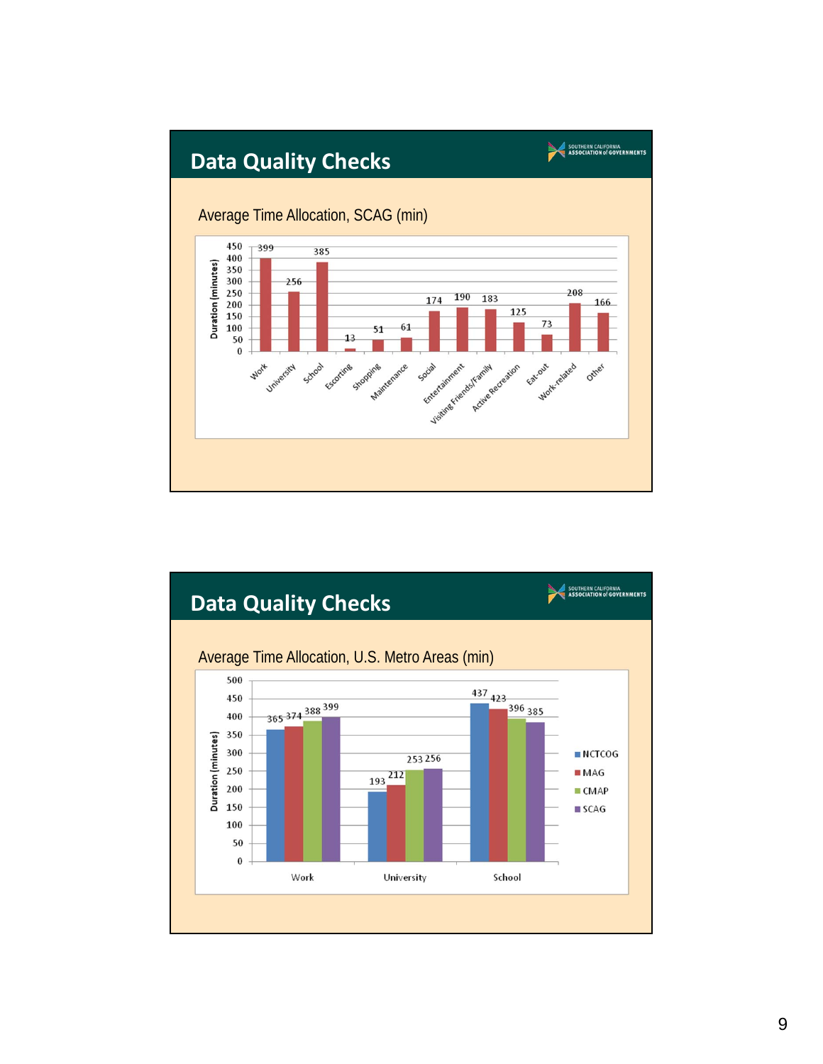## Data Quality Checks

Average Time Allocation, SCAG (min)

| Activity | Duration (minutes) |
|---|---|
| Work | 399 |
| University | 256 |
| School | 385 |
| Escorting | 13 |
| Shopping | 51 |
| Maintenance | 61 |
| Social | 174 |
| Entertainment | 190 |
| Visiting Friends/Family | 183 |
| Active Recreation | 125 |
| Eat-out | 73 |
| Work-related | 208 |
| Other | 166 |

## Data Quality Checks

Average Time Allocation, U.S. Metro Areas (min)

| Activity | NCTCOG | MAG | CMAP | SCAG |
|---|---|---|---|---|
| Work | 365 | 374 | 388 | 399 |
| University | 193 | 212 | 253 | 256 |
| School | 437 | 423 | 396 | 385 |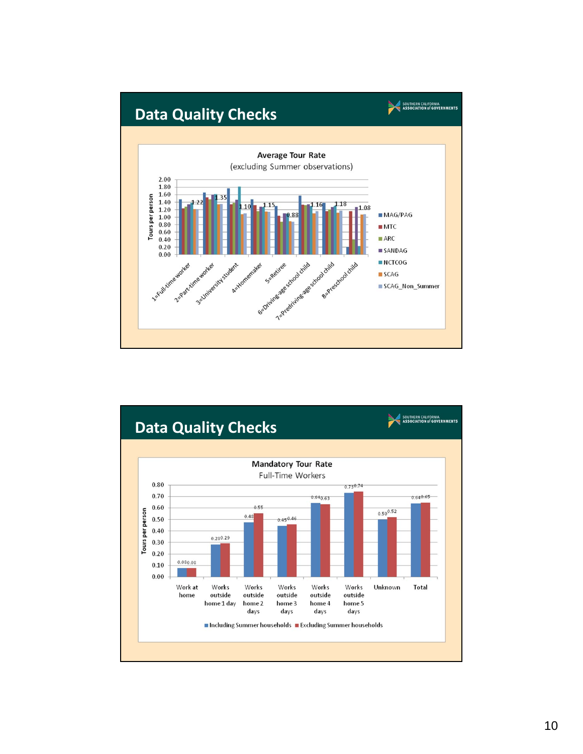## Data Quality Checks

**Average Tour Rate**
(excluding Summer observations)

Tours per person

| Person type | SCAG_Non_Summer |
|---|---|
| 1=Full-time worker | 1.22 |
| 2=Part-time worker | 1.35 |
| 3=University student | 1.10 |
| 4=Homemaker | 1.15 |
| 5=Retiree | 0.88 |
| 6=Driving-age school child | 1.16 |
| 7=Predriving-age school child | 1.18 |
| 8=Preschool child | 1.08 |

Legend: MAG/PAG, MTC, ARC, SANDAG, NCTCOG, SCAG, SCAG_Non_Summer

## Data Quality Checks

**Mandatory Tour Rate**
Full-Time Workers

Tours per person

| Category | Including Summer households | Excluding Summer households |
|---|---|---|
| Work at home | 0.08 | 0.08 |
| Works outside home 1 day | 0.28 | 0.29 |
| Works outside home 2 days | 0.48 | 0.55 |
| Works outside home 3 days | 0.45 | 0.46 |
| Works outside home 4 days | 0.64 | 0.63 |
| Works outside home 5 days | 0.73 | 0.74 |
| Unknown | 0.50 | 0.52 |
| Total | 0.64 | 0.65 |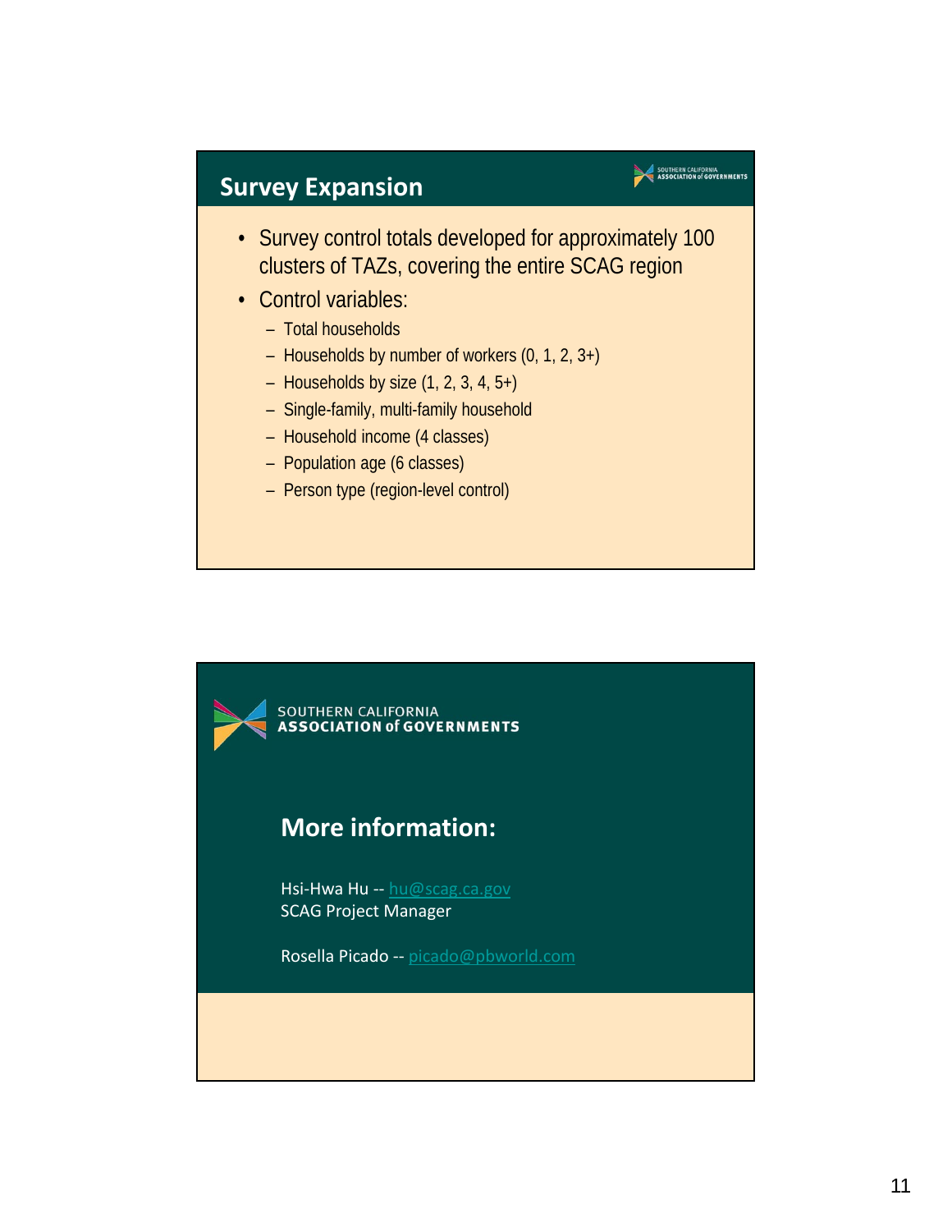## Survey Expansion

SOUTHERN CALIFORNIA ASSOCIATION of GOVERNMENTS

- Survey control totals developed for approximately 100 clusters of TAZs, covering the entire SCAG region
- Control variables:
  - Total households
  - Households by number of workers (0, 1, 2, 3+)
  - Households by size (1, 2, 3, 4, 5+)
  - Single-family, multi-family household
  - Household income (4 classes)
  - Population age (6 classes)
  - Person type (region-level control)

SOUTHERN CALIFORNIA
**ASSOCIATION of GOVERNMENTS**

## More information:

Hsi-Hwa Hu -- hu@scag.ca.gov
SCAG Project Manager

Rosella Picado -- picado@pbworld.com